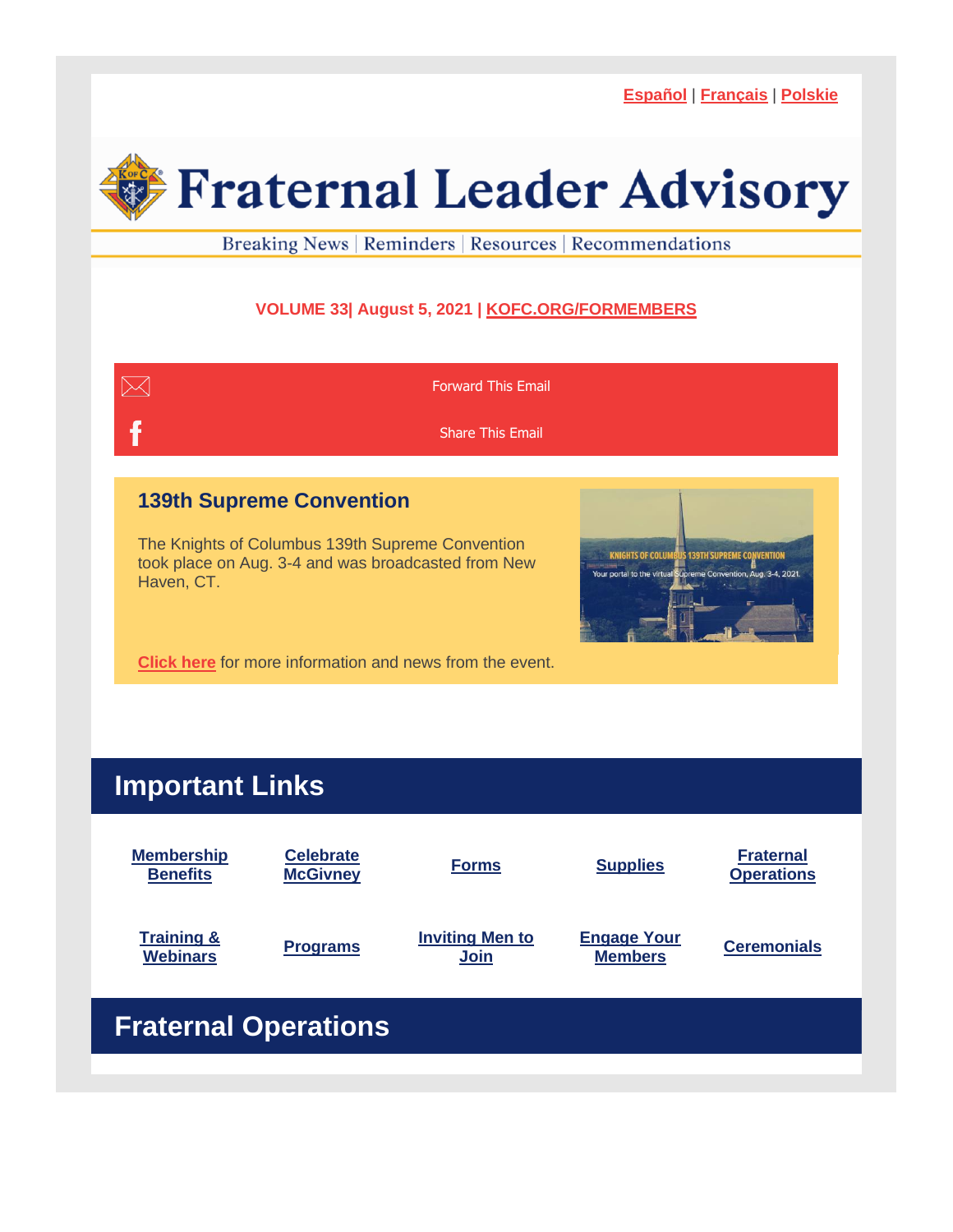Español | Français | Polskie

# Fraternal Leader Advisory

Breaking News | Reminders | Resources | Recommendations

**VOLUME 33| August 5, 2021 | KOFC.ORG/FORMEMBERS**

Forward This Email

Share This Email

### 139th Supreme Convention

The Knights of Columbus 139th Supreme Convention took place on Aug. 3-4 and was broadcasted from New Haven, CT.

Click here for more information and news from the event.

## Important Links

| | | | | |
|---|---|---|---|---|
| Membership Benefits | Celebrate McGivney | Forms | Supplies | Fraternal Operations |
| Training & Webinars | Programs | Inviting Men to Join | Engage Your Members | Ceremonials |

## Fraternal Operations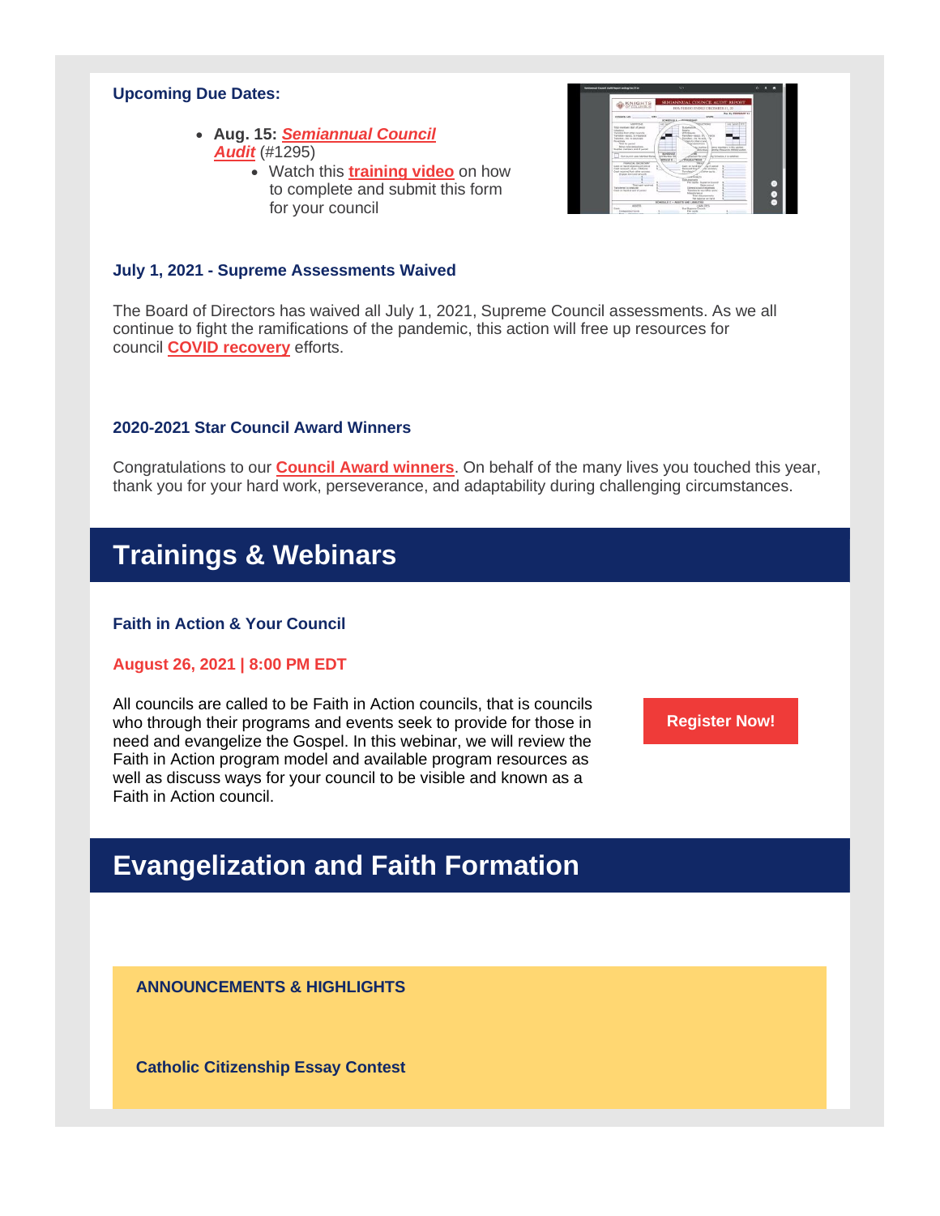**Upcoming Due Dates:**

- **Aug. 15:** ***Semiannual Council Audit*** (#1295)
  - Watch this **training video** on how to complete and submit this form for your council

### July 1, 2021 - Supreme Assessments Waived

The Board of Directors has waived all July 1, 2021, Supreme Council assessments. As we all continue to fight the ramifications of the pandemic, this action will free up resources for council **COVID recovery** efforts.

### 2020-2021 Star Council Award Winners

Congratulations to our **Council Award winners**. On behalf of the many lives you touched this year, thank you for your hard work, perseverance, and adaptability during challenging circumstances.

# Trainings & Webinars

### Faith in Action & Your Council

**August 26, 2021 | 8:00 PM EDT**

All councils are called to be Faith in Action councils, that is councils who through their programs and events seek to provide for those in need and evangelize the Gospel. In this webinar, we will review the Faith in Action program model and available program resources as well as discuss ways for your council to be visible and known as a Faith in Action council.

**Register Now!**

# Evangelization and Faith Formation

**ANNOUNCEMENTS & HIGHLIGHTS**

**Catholic Citizenship Essay Contest**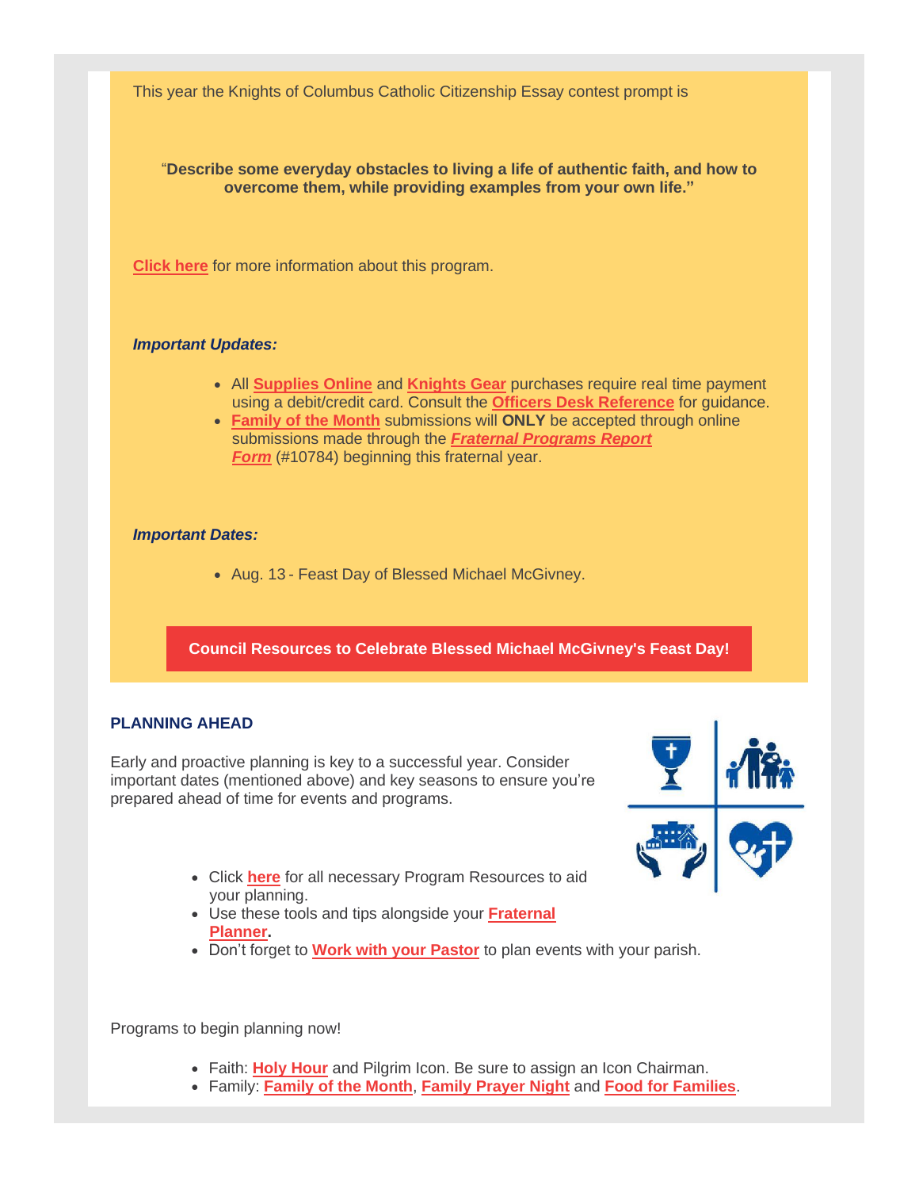This year the Knights of Columbus Catholic Citizenship Essay contest prompt is

"**Describe some everyday obstacles to living a life of authentic faith, and how to overcome them, while providing examples from your own life.**"

**Click here** for more information about this program.

***Important Updates:***

- All **Supplies Online** and **Knights Gear** purchases require real time payment using a debit/credit card. Consult the **Officers Desk Reference** for guidance.
- **Family of the Month** submissions will **ONLY** be accepted through online submissions made through the ***Fraternal Programs Report Form*** (#10784) beginning this fraternal year.

***Important Dates:***

- Aug. 13 - Feast Day of Blessed Michael McGivney.

**Council Resources to Celebrate Blessed Michael McGivney's Feast Day!**

**PLANNING AHEAD**

Early and proactive planning is key to a successful year. Consider important dates (mentioned above) and key seasons to ensure you're prepared ahead of time for events and programs.

- Click **here** for all necessary Program Resources to aid your planning.
- Use these tools and tips alongside your **Fraternal Planner.**
- Don't forget to **Work with your Pastor** to plan events with your parish.

Programs to begin planning now!

- Faith: **Holy Hour** and Pilgrim Icon. Be sure to assign an Icon Chairman.
- Family: **Family of the Month**, **Family Prayer Night** and **Food for Families**.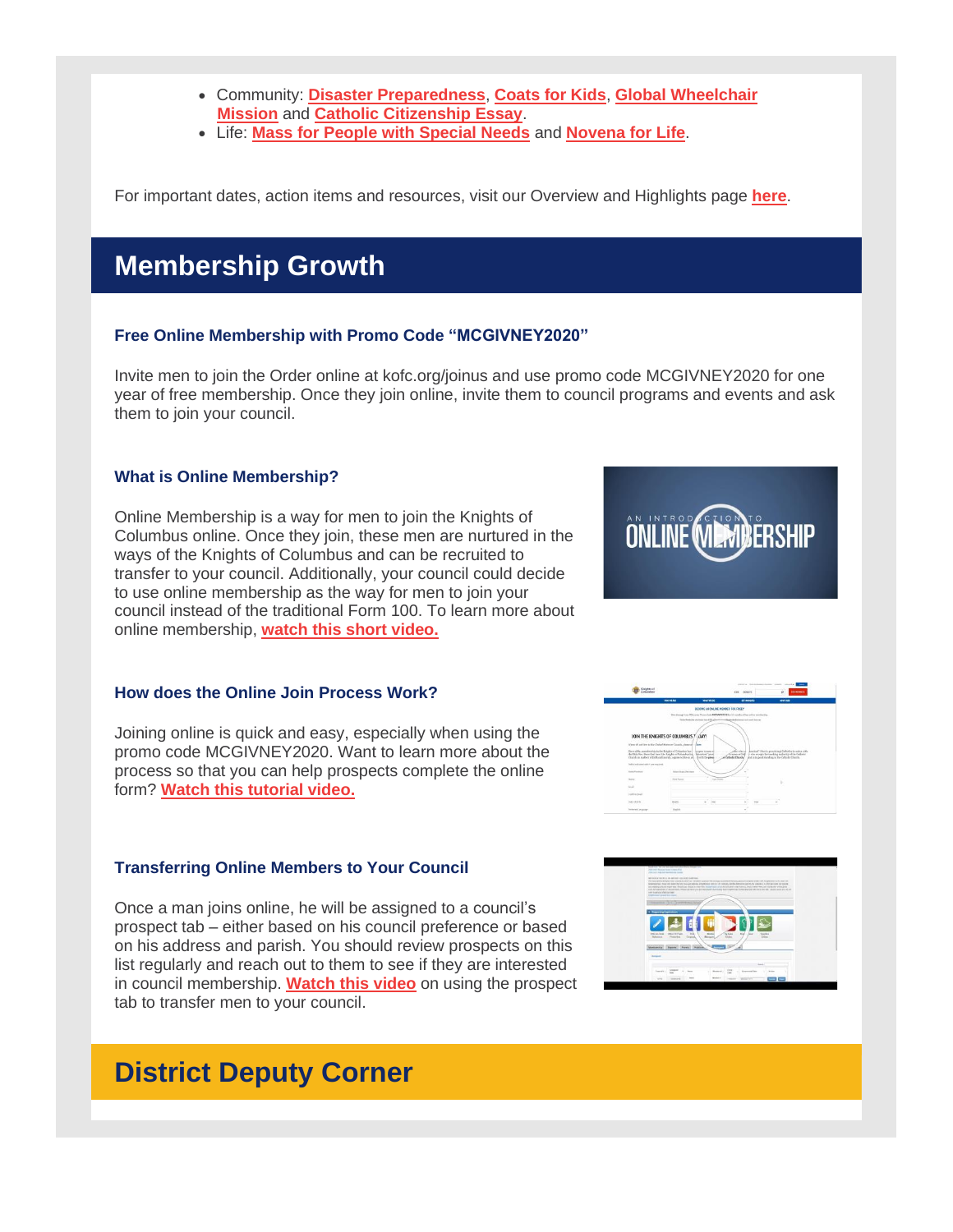- Community: **Disaster Preparedness**, **Coats for Kids**, **Global Wheelchair Mission** and **Catholic Citizenship Essay**.
- Life: **Mass for People with Special Needs** and **Novena for Life**.

For important dates, action items and resources, visit our Overview and Highlights page **here**.

# Membership Growth

### Free Online Membership with Promo Code "MCGIVNEY2020"

Invite men to join the Order online at kofc.org/joinus and use promo code MCGIVNEY2020 for one year of free membership. Once they join online, invite them to council programs and events and ask them to join your council.

### What is Online Membership?

Online Membership is a way for men to join the Knights of Columbus online. Once they join, these men are nurtured in the ways of the Knights of Columbus and can be recruited to transfer to your council. Additionally, your council could decide to use online membership as the way for men to join your council instead of the traditional Form 100. To learn more about online membership, **watch this short video.**

### How does the Online Join Process Work?

Joining online is quick and easy, especially when using the promo code MCGIVNEY2020. Want to learn more about the process so that you can help prospects complete the online form? **Watch this tutorial video.**

### Transferring Online Members to Your Council

Once a man joins online, he will be assigned to a council's prospect tab – either based on his council preference or based on his address and parish. You should review prospects on this list regularly and reach out to them to see if they are interested in council membership. **Watch this video** on using the prospect tab to transfer men to your council.

# District Deputy Corner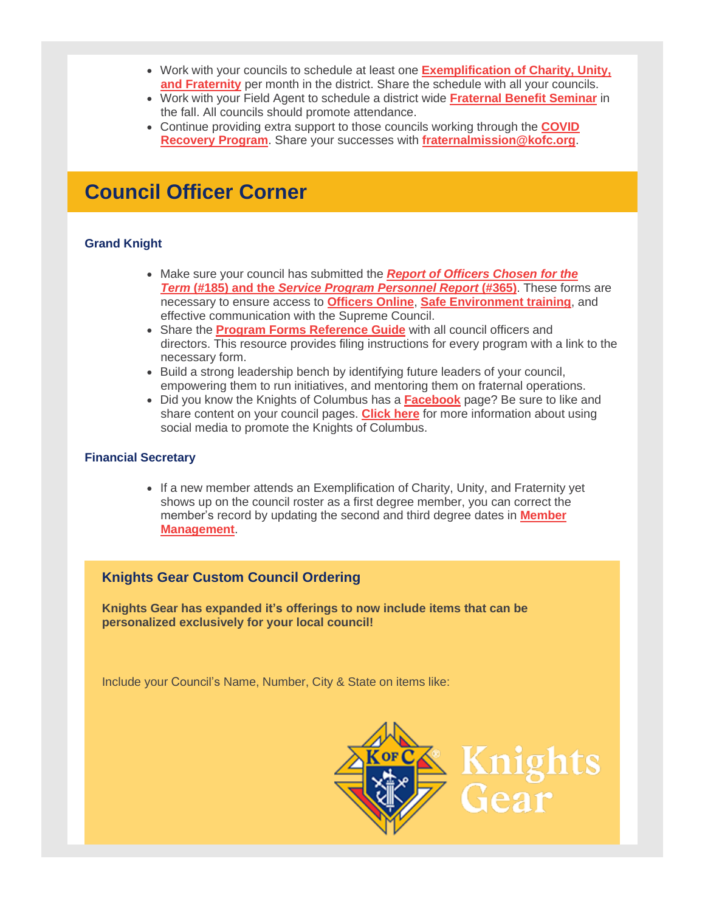- Work with your councils to schedule at least one **Exemplification of Charity, Unity, and Fraternity** per month in the district. Share the schedule with all your councils.
- Work with your Field Agent to schedule a district wide **Fraternal Benefit Seminar** in the fall. All councils should promote attendance.
- Continue providing extra support to those councils working through the **COVID Recovery Program**. Share your successes with **fraternalmission@kofc.org**.

# Council Officer Corner

### Grand Knight

- Make sure your council has submitted the ***Report of Officers Chosen for the Term* (#185) and the *Service Program Personnel Report* (#365)**. These forms are necessary to ensure access to **Officers Online**, **Safe Environment training**, and effective communication with the Supreme Council.
- Share the **Program Forms Reference Guide** with all council officers and directors. This resource provides filing instructions for every program with a link to the necessary form.
- Build a strong leadership bench by identifying future leaders of your council, empowering them to run initiatives, and mentoring them on fraternal operations.
- Did you know the Knights of Columbus has a **Facebook** page? Be sure to like and share content on your council pages. **Click here** for more information about using social media to promote the Knights of Columbus.

### Financial Secretary

- If a new member attends an Exemplification of Charity, Unity, and Fraternity yet shows up on the council roster as a first degree member, you can correct the member's record by updating the second and third degree dates in **Member Management**.

### Knights Gear Custom Council Ordering

**Knights Gear has expanded it's offerings to now include items that can be personalized exclusively for your local council!**

Include your Council's Name, Number, City & State on items like: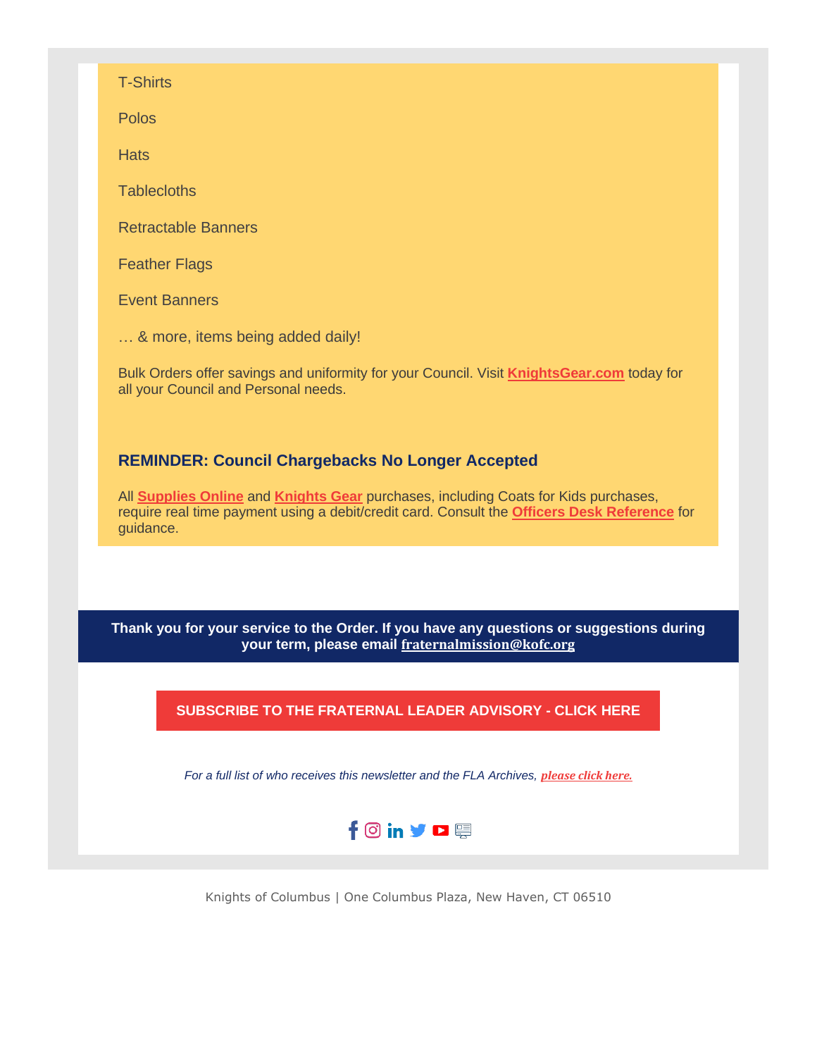T-Shirts

Polos

Hats

Tablecloths

Retractable Banners

Feather Flags

Event Banners

… & more, items being added daily!

Bulk Orders offer savings and uniformity for your Council. Visit **KnightsGear.com** today for all your Council and Personal needs.

### REMINDER: Council Chargebacks No Longer Accepted

All **Supplies Online** and **Knights Gear** purchases, including Coats for Kids purchases, require real time payment using a debit/credit card. Consult the **Officers Desk Reference** for guidance.

**Thank you for your service to the Order. If you have any questions or suggestions during your term, please email fraternalmission@kofc.org**

**SUBSCRIBE TO THE FRATERNAL LEADER ADVISORY - CLICK HERE**

*For a full list of who receives this newsletter and the FLA Archives, please click here.*

Knights of Columbus | One Columbus Plaza, New Haven, CT 06510